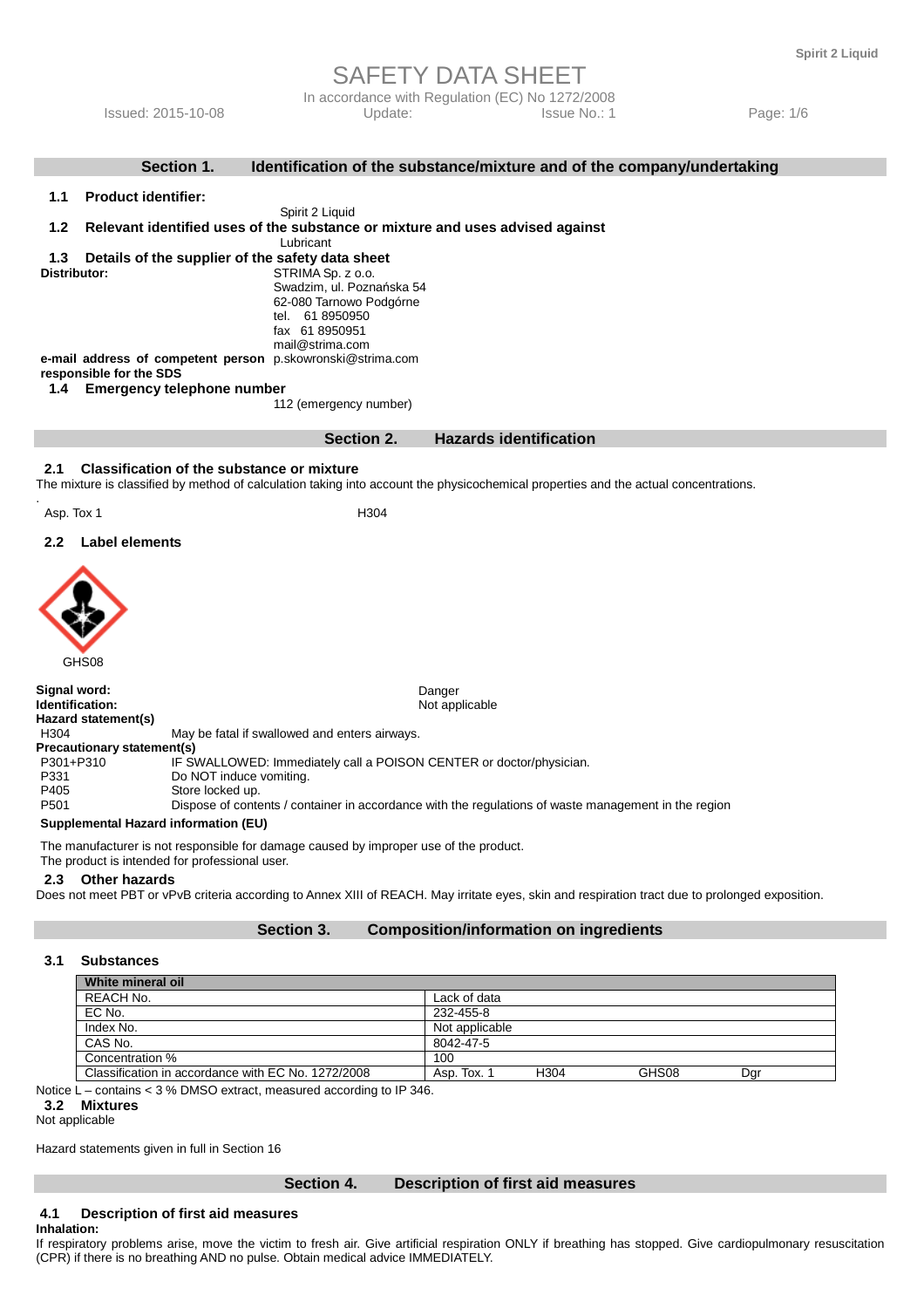# SAFETY DATA SHEET

In accordance with Regulation (EC) No 1272/2008

Issued: 2015-10-08 Update: Issue No.: 1

## Section 1. Identification of the substance/mixture and of the company/undertaking

### 1.1 Product identifier:

Spirit 2 Liquid

### 1.2 Relevant identified uses of the substance or mixture and uses advised against

Lubricant

### 1.3 Details of the supplier of the safety data sheet

**Distributor:**

STRIMA Sp. z o.o.
Swadzim, ul. Poznańska 54
62-080 Tarnowo Podgórne
tel. 61 8950950
fax 61 8950951
mail@strima.com

**e-mail address of competent person responsible for the SDS** p.skowronski@strima.com

### 1.4 Emergency telephone number

112 (emergency number)

## Section 2. Hazards identification

### 2.1 Classification of the substance or mixture

The mixture is classified by method of calculation taking into account the physicochemical properties and the actual concentrations.

Asp. Tox 1 H304

### 2.2 Label elements

GHS08

**Signal word:** Danger

**Identification:** Not applicable

**Hazard statement(s)**

H304 May be fatal if swallowed and enters airways.

**Precautionary statement(s)**

P301+P310 IF SWALLOWED: Immediately call a POISON CENTER or doctor/physician.
P331 Do NOT induce vomiting.
P405 Store locked up.
P501 Dispose of contents / container in accordance with the regulations of waste management in the region

**Supplemental Hazard information (EU)**

The manufacturer is not responsible for damage caused by improper use of the product.
The product is intended for professional user.

### 2.3 Other hazards

Does not meet PBT or vPvB criteria according to Annex XIII of REACH. May irritate eyes, skin and respiration tract due to prolonged exposition.

## Section 3. Composition/information on ingredients

### 3.1 Substances

| White mineral oil | | | | |
|---|---|---|---|---|
| REACH No. | Lack of data | | | |
| EC No. | 232-455-8 | | | |
| Index No. | Not applicable | | | |
| CAS No. | 8042-47-5 | | | |
| Concentration % | 100 | | | |
| Classification in accordance with EC No. 1272/2008 | Asp. Tox. 1 | H304 | GHS08 | Dgr |

Notice L – contains < 3 % DMSO extract, measured according to IP 346.

### 3.2 Mixtures

Not applicable

Hazard statements given in full in Section 16

## Section 4. Description of first aid measures

### 4.1 Description of first aid measures

**Inhalation:**

If respiratory problems arise, move the victim to fresh air. Give artificial respiration ONLY if breathing has stopped. Give cardiopulmonary resuscitation (CPR) if there is no breathing AND no pulse. Obtain medical advice IMMEDIATELY.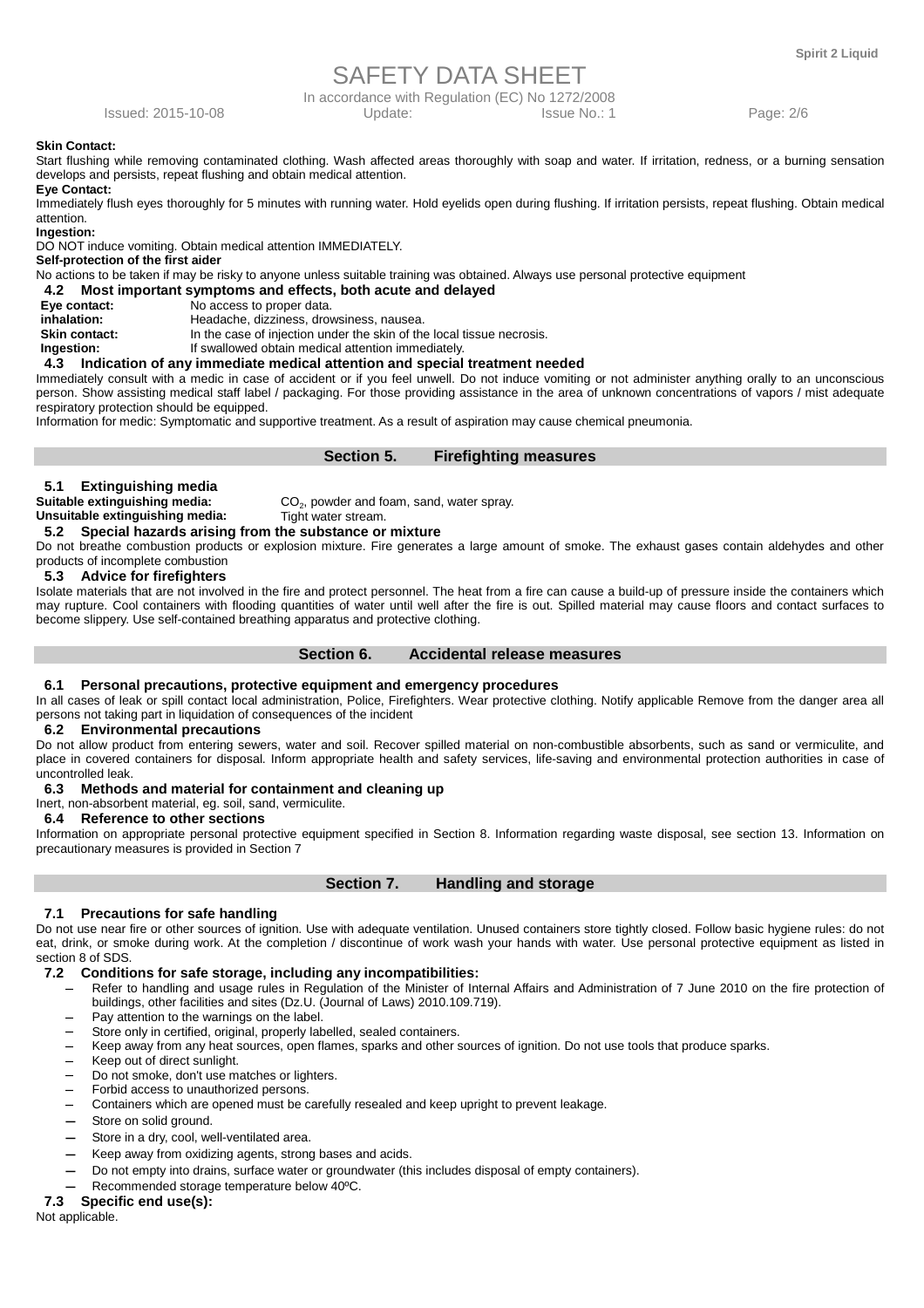**Skin Contact:**

Start flushing while removing contaminated clothing. Wash affected areas thoroughly with soap and water. If irritation, redness, or a burning sensation develops and persists, repeat flushing and obtain medical attention.

**Eye Contact:**

Immediately flush eyes thoroughly for 5 minutes with running water. Hold eyelids open during flushing. If irritation persists, repeat flushing. Obtain medical attention.

**Ingestion:**

DO NOT induce vomiting. Obtain medical attention IMMEDIATELY.

**Self-protection of the first aider**

No actions to be taken if may be risky to anyone unless suitable training was obtained. Always use personal protective equipment

### 4.2 Most important symptoms and effects, both acute and delayed

| | |
|---|---|
| **Eye contact:** | No access to proper data. |
| **inhalation:** | Headache, dizziness, drowsiness, nausea. |
| **Skin contact:** | In the case of injection under the skin of the local tissue necrosis. |
| **Ingestion:** | If swallowed obtain medical attention immediately. |

### 4.3 Indication of any immediate medical attention and special treatment needed

Immediately consult with a medic in case of accident or if you feel unwell. Do not induce vomiting or not administer anything orally to an unconscious person. Show assisting medical staff label / packaging. For those providing assistance in the area of unknown concentrations of vapors / mist adequate respiratory protection should be equipped.

Information for medic: Symptomatic and supportive treatment. As a result of aspiration may cause chemical pneumonia.

## Section 5. Firefighting measures

### 5.1 Extinguishing media

**Suitable extinguishing media:** $CO_2$, powder and foam, sand, water spray.

**Unsuitable extinguishing media:** Tight water stream.

### 5.2 Special hazards arising from the substance or mixture

Do not breathe combustion products or explosion mixture. Fire generates a large amount of smoke. The exhaust gases contain aldehydes and other products of incomplete combustion

### 5.3 Advice for firefighters

Isolate materials that are not involved in the fire and protect personnel. The heat from a fire can cause a build-up of pressure inside the containers which may rupture. Cool containers with flooding quantities of water until well after the fire is out. Spilled material may cause floors and contact surfaces to become slippery. Use self-contained breathing apparatus and protective clothing.

## Section 6. Accidental release measures

### 6.1 Personal precautions, protective equipment and emergency procedures

In all cases of leak or spill contact local administration, Police, Firefighters. Wear protective clothing. Notify applicable Remove from the danger area all persons not taking part in liquidation of consequences of the incident

### 6.2 Environmental precautions

Do not allow product from entering sewers, water and soil. Recover spilled material on non-combustible absorbents, such as sand or vermiculite, and place in covered containers for disposal. Inform appropriate health and safety services, life-saving and environmental protection authorities in case of uncontrolled leak.

### 6.3 Methods and material for containment and cleaning up

Inert, non-absorbent material, eg. soil, sand, vermiculite.

### 6.4 Reference to other sections

Information on appropriate personal protective equipment specified in Section 8. Information regarding waste disposal, see section 13. Information on precautionary measures is provided in Section 7

## Section 7. Handling and storage

### 7.1 Precautions for safe handling

Do not use near fire or other sources of ignition. Use with adequate ventilation. Unused containers store tightly closed. Follow basic hygiene rules: do not eat, drink, or smoke during work. At the completion / discontinue of work wash your hands with water. Use personal protective equipment as listed in section 8 of SDS.

### 7.2 Conditions for safe storage, including any incompatibilities:

- Refer to handling and usage rules in Regulation of the Minister of Internal Affairs and Administration of 7 June 2010 on the fire protection of buildings, other facilities and sites (Dz.U. (Journal of Laws) 2010.109.719).
- Pay attention to the warnings on the label.
- Store only in certified, original, properly labelled, sealed containers.
- Keep away from any heat sources, open flames, sparks and other sources of ignition. Do not use tools that produce sparks.
- Keep out of direct sunlight.
- Do not smoke, don't use matches or lighters.
- Forbid access to unauthorized persons.
- Containers which are opened must be carefully resealed and keep upright to prevent leakage.
- Store on solid ground.
- Store in a dry, cool, well-ventilated area.
- Keep away from oxidizing agents, strong bases and acids.
- Do not empty into drains, surface water or groundwater (this includes disposal of empty containers).
- Recommended storage temperature below 40ºC.

### 7.3 Specific end use(s):

Not applicable.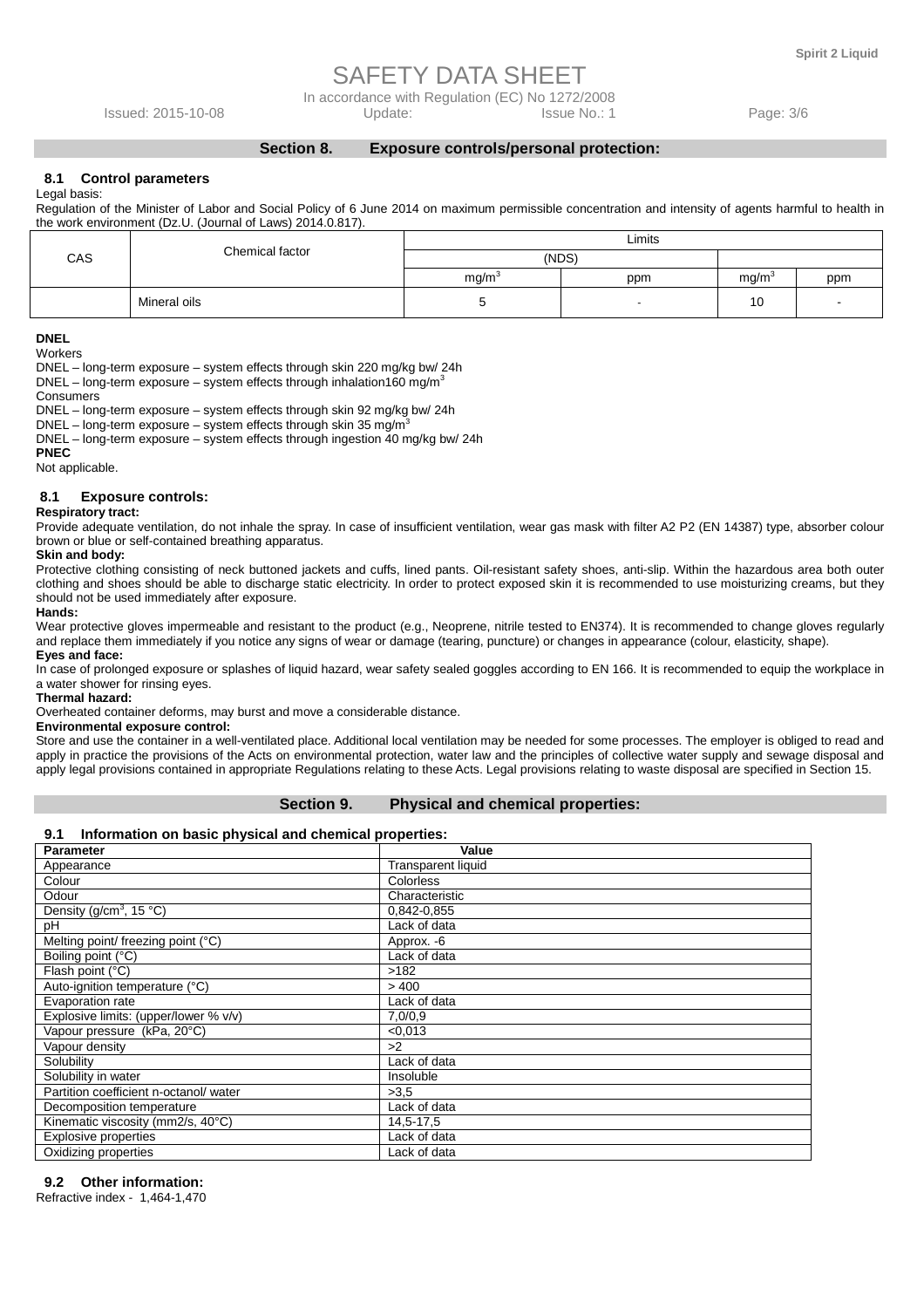## Section 8. Exposure controls/personal protection:

### 8.1 Control parameters

Legal basis:

Regulation of the Minister of Labor and Social Policy of 6 June 2014 on maximum permissible concentration and intensity of agents harmful to health in the work environment (Dz.U. (Journal of Laws) 2014.0.817).

| CAS | Chemical factor | Limits | | | |
|---|---|---|---|---|---|
| | | (NDS) | | | |
| | | mg/m$^3$ | ppm | mg/m$^3$ | ppm |
| | Mineral oils | 5 | - | 10 | - |

**DNEL**

Workers

DNEL – long-term exposure – system effects through skin 220 mg/kg bw/ 24h

DNEL – long-term exposure – system effects through inhalation160 mg/m$^3$

Consumers

DNEL – long-term exposure – system effects through skin 92 mg/kg bw/ 24h

DNEL – long-term exposure – system effects through skin 35 mg/m$^3$

DNEL – long-term exposure – system effects through ingestion 40 mg/kg bw/ 24h

**PNEC**

Not applicable.

### 8.1 Exposure controls:

**Respiratory tract:**

Provide adequate ventilation, do not inhale the spray. In case of insufficient ventilation, wear gas mask with filter A2 P2 (EN 14387) type, absorber colour brown or blue or self-contained breathing apparatus.

**Skin and body:**

Protective clothing consisting of neck buttoned jackets and cuffs, lined pants. Oil-resistant safety shoes, anti-slip. Within the hazardous area both outer clothing and shoes should be able to discharge static electricity. In order to protect exposed skin it is recommended to use moisturizing creams, but they should not be used immediately after exposure.

**Hands:**

Wear protective gloves impermeable and resistant to the product (e.g., Neoprene, nitrile tested to EN374). It is recommended to change gloves regularly and replace them immediately if you notice any signs of wear or damage (tearing, puncture) or changes in appearance (colour, elasticity, shape).

**Eyes and face:**

In case of prolonged exposure or splashes of liquid hazard, wear safety sealed goggles according to EN 166. It is recommended to equip the workplace in a water shower for rinsing eyes.

**Thermal hazard:**

Overheated container deforms, may burst and move a considerable distance.

**Environmental exposure control:**

Store and use the container in a well-ventilated place. Additional local ventilation may be needed for some processes. The employer is obliged to read and apply in practice the provisions of the Acts on environmental protection, water law and the principles of collective water supply and sewage disposal and apply legal provisions contained in appropriate Regulations relating to these Acts. Legal provisions relating to waste disposal are specified in Section 15.

## Section 9. Physical and chemical properties:

### 9.1 Information on basic physical and chemical properties:

| Parameter | Value |
|---|---|
| Appearance | Transparent liquid |
| Colour | Colorless |
| Odour | Characteristic |
| Density (g/cm$^3$, 15 °C) | 0,842-0,855 |
| pH | Lack of data |
| Melting point/ freezing point (°C) | Approx. -6 |
| Boiling point (°C) | Lack of data |
| Flash point (°C) | >182 |
| Auto-ignition temperature (°C) | > 400 |
| Evaporation rate | Lack of data |
| Explosive limits: (upper/lower % v/v) | 7,0/0,9 |
| Vapour pressure (kPa, 20°C) | <0,013 |
| Vapour density | >2 |
| Solubility | Lack of data |
| Solubility in water | Insoluble |
| Partition coefficient n-octanol/ water | >3,5 |
| Decomposition temperature | Lack of data |
| Kinematic viscosity (mm2/s, 40°C) | 14,5-17,5 |
| Explosive properties | Lack of data |
| Oxidizing properties | Lack of data |

### 9.2 Other information:

Refractive index - 1,464-1,470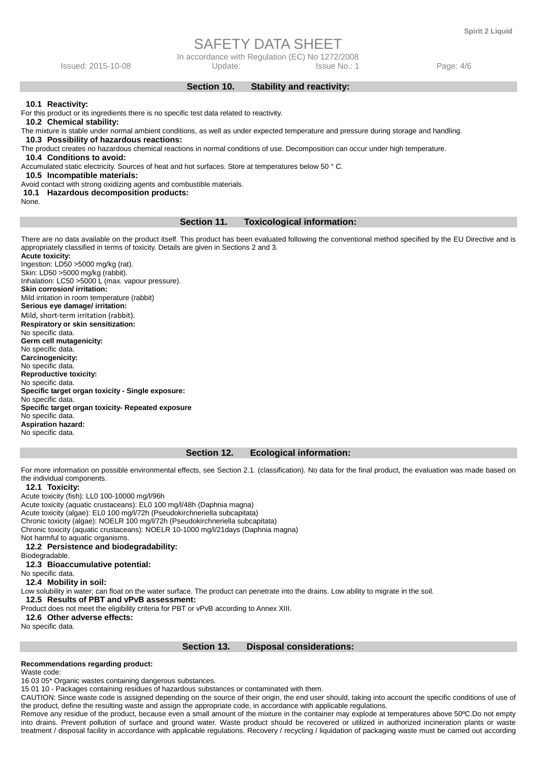## Section 10. Stability and reactivity:

### 10.1 Reactivity:

For this product or its ingredients there is no specific test data related to reactivity.

### 10.2 Chemical stability:

The mixture is stable under normal ambient conditions, as well as under expected temperature and pressure during storage and handling.

### 10.3 Possibility of hazardous reactions:

The product creates no hazardous chemical reactions in normal conditions of use. Decomposition can occur under high temperature.

### 10.4 Conditions to avoid:

Accumulated static electricity. Sources of heat and hot surfaces. Store at temperatures below 50 ° C.

### 10.5 Incompatible materials:

Avoid contact with strong oxidizing agents and combustible materials.

### 10.1 Hazardous decomposition products:

None.

## Section 11. Toxicological information:

There are no data available on the product itself. This product has been evaluated following the conventional method specified by the EU Directive and is appropriately classified in terms of toxicity. Details are given in Sections 2 and 3.

**Acute toxicity:**
Ingestion: LD50 >5000 mg/kg (rat).
Skin: LD50 >5000 mg/kg (rabbit).
Inhalation: LC50 >5000 L (max. vapour pressure).

**Skin corrosion/ irritation:**
Mild irritation in room temperature (rabbit)

**Serious eye damage/ irritation:**
Mild, short-term irritation (rabbit).

**Respiratory or skin sensitization:**
No specific data.

**Germ cell mutagenicity:**
No specific data.

**Carcinogenicity:**
No specific data.

**Reproductive toxicity:**
No specific data.

**Specific target organ toxicity - Single exposure:**
No specific data.

**Specific target organ toxicity- Repeated exposure**
No specific data.

**Aspiration hazard:**
No specific data.

## Section 12. Ecological information:

For more information on possible environmental effects, see Section 2.1. (classification). No data for the final product, the evaluation was made based on the individual components.

### 12.1 Toxicity:

Acute toxicity (fish): LL0 100-10000 mg/l/96h
Acute toxicity (aquatic crustaceans): EL0 100 mg/l/48h (Daphnia magna)
Acute toxicity (algae): EL0 100 mg/l/72h (Pseudokirchneriella subcapitata)
Chronic toxicity (algae): NOELR 100 mg/l/72h (Pseudokirchneriella subcapitata)
Chronic toxicity (aquatic crustaceans): NOELR 10-1000 mg/l/21days (Daphnia magna)
Not harmful to aquatic organisms.

### 12.2 Persistence and biodegradability:

Biodegradable.

### 12.3 Bioaccumulative potential:

No specific data.

### 12.4 Mobility in soil:

Low solubility in water; can float on the water surface. The product can penetrate into the drains. Low ability to migrate in the soil.

### 12.5 Results of PBT and vPvB assessment:

Product does not meet the eligibility criteria for PBT or vPvB according to Annex XIII.

### 12.6 Other adverse effects:

No specific data.

## Section 13. Disposal considerations:

**Recommendations regarding product:**

Waste code:
16 03 05* Organic wastes containing dangerous substances.
15 01 10 - Packages containing residues of hazardous substances or contaminated with them.
CAUTION: Since waste code is assigned depending on the source of their origin, the end user should, taking into account the specific conditions of use of the product, define the resulting waste and assign the appropriate code, in accordance with applicable regulations.
Remove any residue of the product, because even a small amount of the mixture in the container may explode at temperatures above 50ºC.Do not empty into drains. Prevent pollution of surface and ground water. Waste product should be recovered or utilized in authorized incineration plants or waste treatment / disposal facility in accordance with applicable regulations. Recovery / recycling / liquidation of packaging waste must be carried out according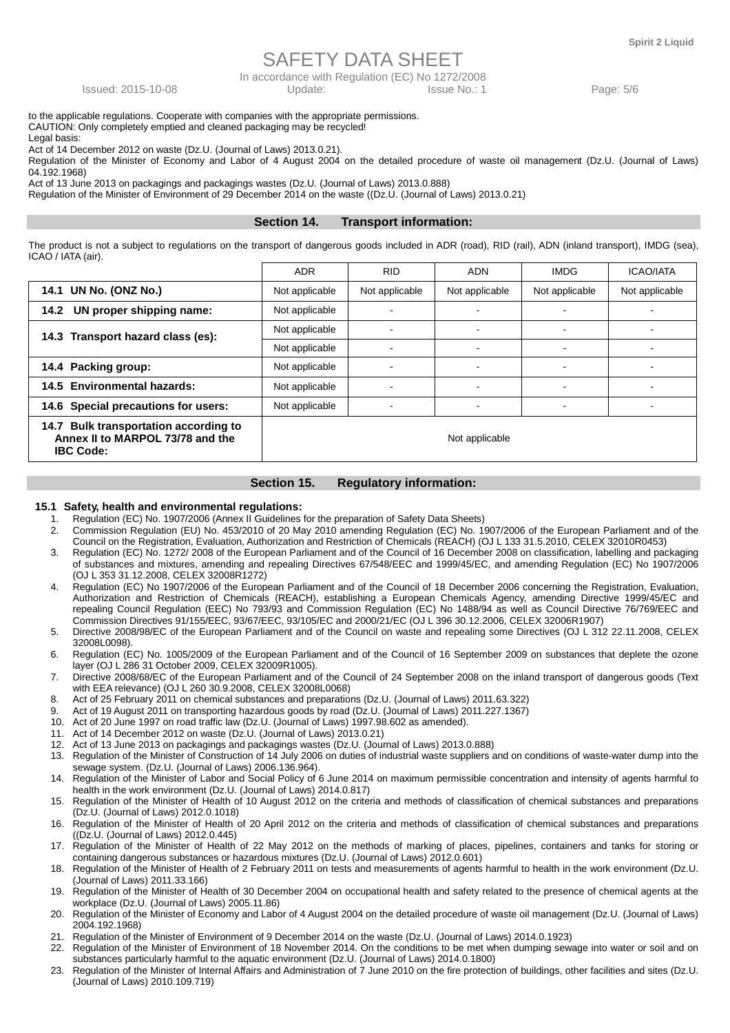to the applicable regulations. Cooperate with companies with the appropriate permissions.
CAUTION: Only completely emptied and cleaned packaging may be recycled!
Legal basis:
Act of 14 December 2012 on waste (Dz.U. (Journal of Laws) 2013.0.21).
Regulation of the Minister of Economy and Labor of 4 August 2004 on the detailed procedure of waste oil management (Dz.U. (Journal of Laws) 04.192.1968)
Act of 13 June 2013 on packagings and packagings wastes (Dz.U. (Journal of Laws) 2013.0.888)
Regulation of the Minister of Environment of 29 December 2014 on the waste ((Dz.U. (Journal of Laws) 2013.0.21)

## Section 14. Transport information:

The product is not a subject to regulations on the transport of dangerous goods included in ADR (road), RID (rail), ADN (inland transport), IMDG (sea), ICAO / IATA (air).

| | ADR | RID | ADN | IMDG | ICAO/IATA |
|---|---|---|---|---|---|
| **14.1 UN No. (ONZ No.)** | Not applicable | Not applicable | Not applicable | Not applicable | Not applicable |
| **14.2 UN proper shipping name:** | Not applicable | - | - | - | - |
| **14.3 Transport hazard class (es):** | Not applicable | - | - | - | - |
| | Not applicable | - | - | - | - |
| **14.4 Packing group:** | Not applicable | - | - | - | - |
| **14.5 Environmental hazards:** | Not applicable | - | - | - | - |
| **14.6 Special precautions for users:** | Not applicable | - | - | - | - |
| **14.7 Bulk transportation according to Annex II to MARPOL 73/78 and the IBC Code:** | Not applicable | | | | |

## Section 15. Regulatory information:

### 15.1 Safety, health and environmental regulations:

1. Regulation (EC) No. 1907/2006 (Annex II Guidelines for the preparation of Safety Data Sheets)
2. Commission Regulation (EU) No. 453/2010 of 20 May 2010 amending Regulation (EC) No. 1907/2006 of the European Parliament and of the Council on the Registration, Evaluation, Authorization and Restriction of Chemicals (REACH) (OJ L 133 31.5.2010, CELEX 32010R0453)
3. Regulation (EC) No. 1272/ 2008 of the European Parliament and of the Council of 16 December 2008 on classification, labelling and packaging of substances and mixtures, amending and repealing Directives 67/548/EEC and 1999/45/EC, and amending Regulation (EC) No 1907/2006 (OJ L 353 31.12.2008, CELEX 32008R1272)
4. Regulation (EC) No 1907/2006 of the European Parliament and of the Council of 18 December 2006 concerning the Registration, Evaluation, Authorization and Restriction of Chemicals (REACH), establishing a European Chemicals Agency, amending Directive 1999/45/EC and repealing Council Regulation (EEC) No 793/93 and Commission Regulation (EC) No 1488/94 as well as Council Directive 76/769/EEC and Commission Directives 91/155/EEC, 93/67/EEC, 93/105/EC and 2000/21/EC (OJ L 396 30.12.2006, CELEX 32006R1907)
5. Directive 2008/98/EC of the European Parliament and of the Council on waste and repealing some Directives (OJ L 312 22.11.2008, CELEX 32008L0098).
6. Regulation (EC) No. 1005/2009 of the European Parliament and of the Council of 16 September 2009 on substances that deplete the ozone layer (OJ L 286 31 October 2009, CELEX 32009R1005).
7. Directive 2008/68/EC of the European Parliament and of the Council of 24 September 2008 on the inland transport of dangerous goods (Text with EEA relevance) (OJ L 260 30.9.2008, CELEX 32008L0068)
8. Act of 25 February 2011 on chemical substances and preparations (Dz.U. (Journal of Laws) 2011.63.322)
9. Act of 19 August 2011 on transporting hazardous goods by road (Dz.U. (Journal of Laws) 2011.227.1367)
10. Act of 20 June 1997 on road traffic law (Dz.U. (Journal of Laws) 1997.98.602 as amended).
11. Act of 14 December 2012 on waste (Dz.U. (Journal of Laws) 2013.0.21)
12. Act of 13 June 2013 on packagings and packagings wastes (Dz.U. (Journal of Laws) 2013.0.888)
13. Regulation of the Minister of Construction of 14 July 2006 on duties of industrial waste suppliers and on conditions of waste-water dump into the sewage system. (Dz.U. (Journal of Laws) 2006.136.964).
14. Regulation of the Minister of Labor and Social Policy of 6 June 2014 on maximum permissible concentration and intensity of agents harmful to health in the work environment (Dz.U. (Journal of Laws) 2014.0.817)
15. Regulation of the Minister of Health of 10 August 2012 on the criteria and methods of classification of chemical substances and preparations (Dz.U. (Journal of Laws) 2012.0.1018)
16. Regulation of the Minister of Health of 20 April 2012 on the criteria and methods of classification of chemical substances and preparations ((Dz.U. (Journal of Laws) 2012.0.445)
17. Regulation of the Minister of Health of 22 May 2012 on the methods of marking of places, pipelines, containers and tanks for storing or containing dangerous substances or hazardous mixtures (Dz.U. (Journal of Laws) 2012.0.601)
18. Regulation of the Minister of Health of 2 February 2011 on tests and measurements of agents harmful to health in the work environment (Dz.U. (Journal of Laws) 2011.33.166)
19. Regulation of the Minister of Health of 30 December 2004 on occupational health and safety related to the presence of chemical agents at the workplace (Dz.U. (Journal of Laws) 2005.11.86)
20. Regulation of the Minister of Economy and Labor of 4 August 2004 on the detailed procedure of waste oil management (Dz.U. (Journal of Laws) 2004.192.1968)
21. Regulation of the Minister of Environment of 9 December 2014 on the waste (Dz.U. (Journal of Laws) 2014.0.1923)
22. Regulation of the Minister of Environment of 18 November 2014. On the conditions to be met when dumping sewage into water or soil and on substances particularly harmful to the aquatic environment (Dz.U. (Journal of Laws) 2014.0.1800)
23. Regulation of the Minister of Internal Affairs and Administration of 7 June 2010 on the fire protection of buildings, other facilities and sites (Dz.U. (Journal of Laws) 2010.109.719)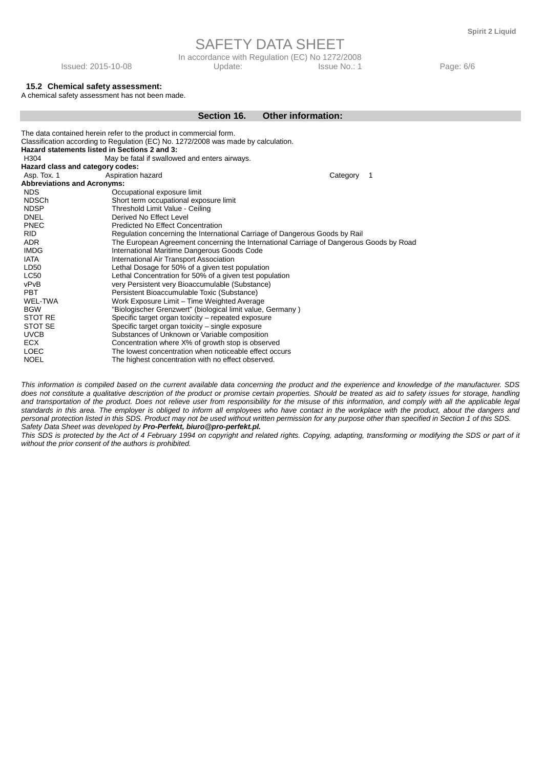### 15.2 Chemical safety assessment:

A chemical safety assessment has not been made.

## Section 16. Other information:

The data contained herein refer to the product in commercial form.
Classification according to Regulation (EC) No. 1272/2008 was made by calculation.

**Hazard statements listed in Sections 2 and 3:**

| | |
|---|---|
| H304 | May be fatal if swallowed and enters airways. |

**Hazard class and category codes:**

| | | |
|---|---|---|
| Asp. Tox. 1 | Aspiration hazard | Category 1 |

**Abbreviations and Acronyms:**

| | |
|---|---|
| NDS | Occupational exposure limit |
| NDSCh | Short term occupational exposure limit |
| NDSP | Threshold Limit Value - Ceiling |
| DNEL | Derived No Effect Level |
| PNEC | Predicted No Effect Concentration |
| RID | Regulation concerning the International Carriage of Dangerous Goods by Rail |
| ADR | The European Agreement concerning the International Carriage of Dangerous Goods by Road |
| IMDG | International Maritime Dangerous Goods Code |
| IATA | International Air Transport Association |
| LD50 | Lethal Dosage for 50% of a given test population |
| LC50 | Lethal Concentration for 50% of a given test population |
| vPvB | very Persistent very Bioaccumulable (Substance) |
| PBT | Persistent Bioaccumulable Toxic (Substance) |
| WEL-TWA | Work Exposure Limit – Time Weighted Average |
| BGW | "Biologischer Grenzwert" (biological limit value, Germany ) |
| STOT RE | Specific target organ toxicity – repeated exposure |
| STOT SE | Specific target organ toxicity – single exposure |
| UVCB | Substances of Unknown or Variable composition |
| ECX | Concentration where X% of growth stop is observed |
| LOEC | The lowest concentration when noticeable effect occurs |
| NOEL | The highest concentration with no effect observed. |

*This information is compiled based on the current available data concerning the product and the experience and knowledge of the manufacturer. SDS does not constitute a qualitative description of the product or promise certain properties. Should be treated as aid to safety issues for storage, handling and transportation of the product. Does not relieve user from responsibility for the misuse of this information, and comply with all the applicable legal standards in this area. The employer is obliged to inform all employees who have contact in the workplace with the product, about the dangers and personal protection listed in this SDS. Product may not be used without written permission for any purpose other than specified in Section 1 of this SDS.*
*Safety Data Sheet was developed by* ***Pro-Perfekt, biuro@pro-perfekt.pl.***
*This SDS is protected by the Act of 4 February 1994 on copyright and related rights. Copying, adapting, transforming or modifying the SDS or part of it without the prior consent of the authors is prohibited.*